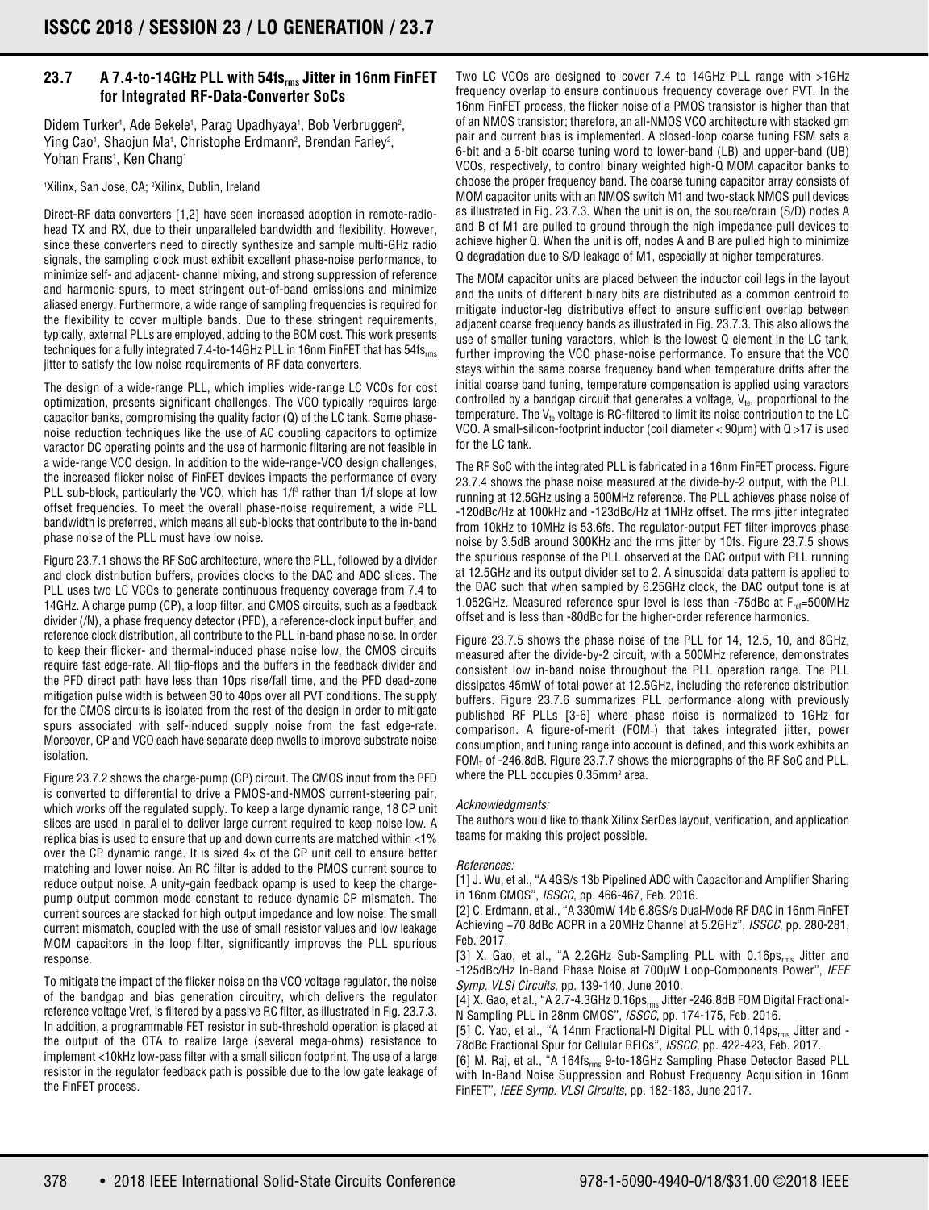## 23.7 A 7.4-to-14GHz PLL with $54fs_{rms}$ Jitter in 16nm FinFET for Integrated RF-Data-Converter SoCs

Didem Turker[1], Ade Bekele[1], Parag Upadhyaya[1], Bob Verbruggen[2], Ying Cao[1], Shaojun Ma[1], Christophe Erdmann[2], Brendan Farley[2], Yohan Frans[1], Ken Chang[1]

[1]Xilinx, San Jose, CA; [2]Xilinx, Dublin, Ireland

Direct-RF data converters [1,2] have seen increased adoption in remote-radio-head TX and RX, due to their unparalleled bandwidth and flexibility. However, since these converters need to directly synthesize and sample multi-GHz radio signals, the sampling clock must exhibit excellent phase-noise performance, to minimize self- and adjacent- channel mixing, and strong suppression of reference and harmonic spurs, to meet stringent out-of-band emissions and minimize aliased energy. Furthermore, a wide range of sampling frequencies is required for the flexibility to cover multiple bands. Due to these stringent requirements, typically, external PLLs are employed, adding to the BOM cost. This work presents techniques for a fully integrated 7.4-to-14GHz PLL in 16nm FinFET that has $54fs_{rms}$ jitter to satisfy the low noise requirements of RF data converters.

The design of a wide-range PLL, which implies wide-range LC VCOs for cost optimization, presents significant challenges. The VCO typically requires large capacitor banks, compromising the quality factor (Q) of the LC tank. Some phase-noise reduction techniques like the use of AC coupling capacitors to optimize varactor DC operating points and the use of harmonic filtering are not feasible in a wide-range VCO design. In addition to the wide-range-VCO design challenges, the increased flicker noise of FinFET devices impacts the performance of every PLL sub-block, particularly the VCO, which has $1/f^3$ rather than 1/f slope at low offset frequencies. To meet the overall phase-noise requirement, a wide PLL bandwidth is preferred, which means all sub-blocks that contribute to the in-band phase noise of the PLL must have low noise.

Figure 23.7.1 shows the RF SoC architecture, where the PLL, followed by a divider and clock distribution buffers, provides clocks to the DAC and ADC slices. The PLL uses two LC VCOs to generate continuous frequency coverage from 7.4 to 14GHz. A charge pump (CP), a loop filter, and CMOS circuits, such as a feedback divider (/N), a phase frequency detector (PFD), a reference-clock input buffer, and reference clock distribution, all contribute to the PLL in-band phase noise. In order to keep their flicker- and thermal-induced phase noise low, the CMOS circuits require fast edge-rate. All flip-flops and the buffers in the feedback divider and the PFD direct path have less than 10ps rise/fall time, and the PFD dead-zone mitigation pulse width is between 30 to 40ps over all PVT conditions. The supply for the CMOS circuits is isolated from the rest of the design in order to mitigate spurs associated with self-induced supply noise from the fast edge-rate. Moreover, CP and VCO each have separate deep nwells to improve substrate noise isolation.

Figure 23.7.2 shows the charge-pump (CP) circuit. The CMOS input from the PFD is converted to differential to drive a PMOS-and-NMOS current-steering pair, which works off the regulated supply. To keep a large dynamic range, 18 CP unit slices are used in parallel to deliver large current required to keep noise low. A replica bias is used to ensure that up and down currents are matched within <1% over the CP dynamic range. It is sized 4× of the CP unit cell to ensure better matching and lower noise. An RC filter is added to the PMOS current source to reduce output noise. A unity-gain feedback opamp is used to keep the charge-pump output common mode constant to reduce dynamic CP mismatch. The current sources are stacked for high output impedance and low noise. The small current mismatch, coupled with the use of small resistor values and low leakage MOM capacitors in the loop filter, significantly improves the PLL spurious response.

To mitigate the impact of the flicker noise on the VCO voltage regulator, the noise of the bandgap and bias generation circuitry, which delivers the regulator reference voltage Vref, is filtered by a passive RC filter, as illustrated in Fig. 23.7.3. In addition, a programmable FET resistor in sub-threshold operation is placed at the output of the OTA to realize large (several mega-ohms) resistance to implement <10kHz low-pass filter with a small silicon footprint. The use of a large resistor in the regulator feedback path is possible due to the low gate leakage of the FinFET process.

Two LC VCOs are designed to cover 7.4 to 14GHz PLL range with >1GHz frequency overlap to ensure continuous frequency coverage over PVT. In the 16nm FinFET process, the flicker noise of a PMOS transistor is higher than that of an NMOS transistor; therefore, an all-NMOS VCO architecture with stacked gm pair and current bias is implemented. A closed-loop coarse tuning FSM sets a 6-bit and a 5-bit coarse tuning word to lower-band (LB) and upper-band (UB) VCOs, respectively, to control binary weighted high-Q MOM capacitor banks to choose the proper frequency band. The coarse tuning capacitor array consists of MOM capacitor units with an NMOS switch M1 and two-stack NMOS pull devices as illustrated in Fig. 23.7.3. When the unit is on, the source/drain (S/D) nodes A and B of M1 are pulled to ground through the high impedance pull devices to achieve higher Q. When the unit is off, nodes A and B are pulled high to minimize Q degradation due to S/D leakage of M1, especially at higher temperatures.

The MOM capacitor units are placed between the inductor coil legs in the layout and the units of different binary bits are distributed as a common centroid to mitigate inductor-leg distributive effect to ensure sufficient overlap between adjacent coarse frequency bands as illustrated in Fig. 23.7.3. This also allows the use of smaller tuning varactors, which is the lowest Q element in the LC tank, further improving the VCO phase-noise performance. To ensure that the VCO stays within the same coarse frequency band when temperature drifts after the initial coarse band tuning, temperature compensation is applied using varactors controlled by a bandgap circuit that generates a voltage, $V_{te}$, proportional to the temperature. The $V_{te}$ voltage is RC-filtered to limit its noise contribution to the LC VCO. A small-silicon-footprint inductor (coil diameter < 90μm) with Q >17 is used for the LC tank.

The RF SoC with the integrated PLL is fabricated in a 16nm FinFET process. Figure 23.7.4 shows the phase noise measured at the divide-by-2 output, with the PLL running at 12.5GHz using a 500MHz reference. The PLL achieves phase noise of -120dBc/Hz at 100kHz and -123dBc/Hz at 1MHz offset. The rms jitter integrated from 10kHz to 10MHz is 53.6fs. The regulator-output FET filter improves phase noise by 3.5dB around 300KHz and the rms jitter by 10fs. Figure 23.7.5 shows the spurious response of the PLL observed at the DAC output with PLL running at 12.5GHz and its output divider set to 2. A sinusoidal data pattern is applied to the DAC such that when sampled by 6.25GHz clock, the DAC output tone is at 1.052GHz. Measured reference spur level is less than -75dBc at $F_{ref}$=500MHz offset and is less than -80dBc for the higher-order reference harmonics.

Figure 23.7.5 shows the phase noise of the PLL for 14, 12.5, 10, and 8GHz, measured after the divide-by-2 circuit, with a 500MHz reference, demonstrates consistent low in-band noise throughout the PLL operation range. The PLL dissipates 45mW of total power at 12.5GHz, including the reference distribution buffers. Figure 23.7.6 summarizes PLL performance along with previously published RF PLLs [3-6] where phase noise is normalized to 1GHz for comparison. A figure-of-merit ($FOM_T$) that takes integrated jitter, power consumption, and tuning range into account is defined, and this work exhibits an $FOM_T$ of -246.8dB. Figure 23.7.7 shows the micrographs of the RF SoC and PLL, where the PLL occupies $0.35mm^2$ area.

*Acknowledgments:*

The authors would like to thank Xilinx SerDes layout, verification, and application teams for making this project possible.

*References:*

[1] J. Wu, et al., "A 4GS/s 13b Pipelined ADC with Capacitor and Amplifier Sharing in 16nm CMOS", *ISSCC*, pp. 466-467, Feb. 2016.

[2] C. Erdmann, et al., "A 330mW 14b 6.8GS/s Dual-Mode RF DAC in 16nm FinFET Achieving –70.8dBc ACPR in a 20MHz Channel at 5.2GHz", *ISSCC*, pp. 280-281, Feb. 2017.

[3] X. Gao, et al., "A 2.2GHz Sub-Sampling PLL with $0.16ps_{rms}$ Jitter and -125dBc/Hz In-Band Phase Noise at 700μW Loop-Components Power", *IEEE Symp. VLSI Circuits*, pp. 139-140, June 2010.

[4] X. Gao, et al., "A 2.7-4.3GHz $0.16ps_{rms}$ Jitter -246.8dB FOM Digital Fractional-N Sampling PLL in 28nm CMOS", *ISSCC*, pp. 174-175, Feb. 2016.

[5] C. Yao, et al., "A 14nm Fractional-N Digital PLL with $0.14ps_{rms}$ Jitter and -78dBc Fractional Spur for Cellular RFICs", *ISSCC*, pp. 422-423, Feb. 2017.

[6] M. Raj, et al., "A $164fs_{rms}$ 9-to-18GHz Sampling Phase Detector Based PLL with In-Band Noise Suppression and Robust Frequency Acquisition in 16nm FinFET", *IEEE Symp. VLSI Circuits*, pp. 182-183, June 2017.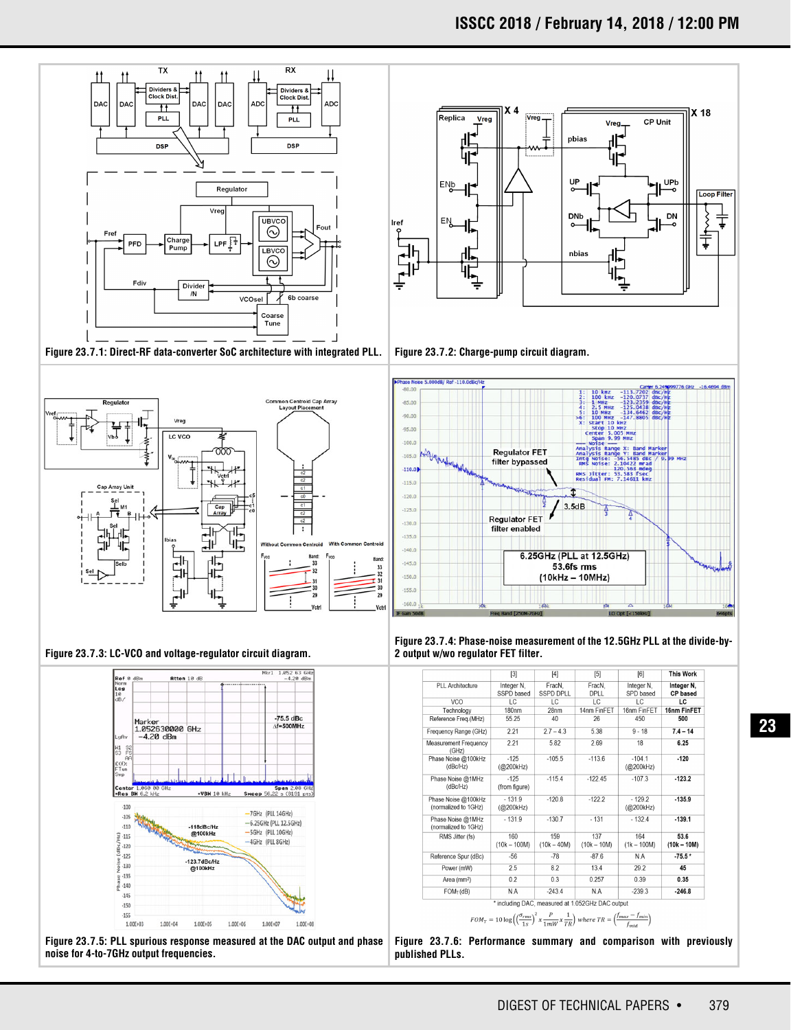TX

DAC DAC Dividers & Clock Dist. DAC DAC

PLL

DSP

RX

ADC Dividers & Clock Dist. ADC

PLL

DSP

Regulator

Vreg

Fref

PFD

Charge Pump

LPF

UBVCO

LBVCO

Fout

Fdiv

Divider /N

VCOsel

6b coarse

Coarse Tune

Figure 23.7.1: Direct-RF data-converter SoC architecture with integrated PLL.

X 4

Replica Vreg

Vreg

ENb

EN

Iref

X 18

Vreg CP Unit

pbias

UP UPb

DNb DN

Loop Filter

nbias

Figure 23.7.2: Charge-pump circuit diagram.

Regulator

Vref

Vbg

Vreg

LC VCO

Vtr

Vctrl

Cap Array

Cap Array Unit

Sel

M1

A B

Sel

Selb

Sel

Ibias

Common Centroid Cap Array Layout Placement

c2 c2 c1 c0 c1 c2 c2

c5 c1 c0

Without Common Centroid With Common Centroid

Fvco Band: 33 32 31 30 29 Vctrl

Fvco Band: 33 32 31 30 29 Vctrl

Figure 23.7.3: LC-VCO and voltage-regulator circuit diagram.

Phase Noise 5.000dB/ Ref -110.0dBc/Hz

Carrier 6.249999776 GHz -18.4694 dBm

1: 10 kHz -113.7202 dBc/Hz
2: 100 kHz -120.0737 dBc/Hz
3: 1 MHz -123.2359 dBc/Hz
4: 2.5 MHz -125.0438 dBc/Hz
5: 10 MHz -134.6462 dBc/Hz
>6: 100 MHz -147.8805 dBc/Hz
X: Start 10 kHz
Stop 10 MHz
Center 5.005 MHz
Span 9.99 MHz
— Noise —
Analysis Range X: Band Marker
Analysis Range Y: Band Marker
Intg Noise: -56.5485 dBc / 9.99 MHz
RMS Noise: 2.10422 mrad
120.563 mdeg
RMS Jitter: 53.583 fsec
Residual FM: 7.14611 kHz

Regulator FET filter bypassed

3.5dB

Regulator FET filter enabled

6.25GHz (PLL at 12.5GHz)
53.6fs rms
(10kHz – 10MHz)

Figure 23.7.4: Phase-noise measurement of the 12.5GHz PLL at the divide-by-2 output w/wo regulator FET filter.

Ref 0 dBm Atten 10 dB

Mkr1 1.052 63 GHz -4.20 dBm

Marker 1.052630000 GHz -4.20 dBm

-75.5 dBc
Δf=500MHz

Center 1.060 00 GHz
Res BW 6.2 kHz VBW 10 kHz
Span 2.00 GHz
Sweep 56.22 s (8191 pts)

—7GHz (PLL 14GHz)
—6.25GHz (PLL 12.5GHz)
—5GHz (PLL 10GHz)
—4GHz (PLL 8GHz)

-118dBc/Hz @100kHz

-123.7dBc/Hz @100kHz

Phase Noise (dBc/Hz)

Figure 23.7.5: PLL spurious response measured at the DAC output and phase noise for 4-to-7GHz output frequencies.

| | [3] | [4] | [5] | [6] | This Work |
|---|---|---|---|---|---|
| PLL Architecture | Integer N, SSPD based | FracN, SSPD DPLL | FracN, DPLL | Integer N, SPD based | **Integer N, CP based** |
| VCO | LC | LC | LC | LC | **LC** |
| Technology | 180nm | 28nm | 14nm FinFET | 16nm FinFET | **16nm FinFET** |
| Reference Freq (MHz) | 55.25 | 40 | 26 | 450 | **500** |
| Frequency Range (GHz) | 2.21 | 2.7 – 4.3 | 5.38 | 9 - 18 | **7.4 – 14** |
| Measurement Frequency (GHz) | 2.21 | 5.82 | 2.69 | 18 | **6.25** |
| Phase Noise @100kHz (dBc/Hz) | -125 (@200kHz) | -105.5 | -113.6 | -104.1 (@200kHz) | **-120** |
| Phase Noise @1MHz (dBc/Hz) | -125 (from figure) | -115.4 | -122.45 | -107.3 | **-123.2** |
| Phase Noise @100kHz (normalized to 1GHz) | - 131.9 | -120.8 | -122.2 | - 129.2 (@200kHz) | **-135.9** |
| Phase Noise @1MHz (normalized to 1GHz) | - 131.9 | -130.7 | - 131 | - 132.4 | **-139.1** |
| RMS Jitter (fs) | 160 (10k – 100M) | 159 (10k – 40M) | 137 (10k – 10M) | 164 (1k – 100M) | **53.6 (10k – 10M)** |
| Reference Spur (dBc) | -56 | -78 | -87.6 | N.A | **-75.5 *** |
| Power (mW) | 2.5 | 8.2 | 13.4 | 29.2 | **45** |
| Area (mm²) | 0.2 | 0.3 | 0.257 | 0.39 | **0.35** |
| FOMT (dB) | N.A | -243.4 | N.A | -239.3 | **-246.8** |

\* including DAC, measured at 1.052GHz DAC output

$$FOM_T = 10\log\left(\left(\frac{\sigma_{rms}}{1s}\right)^2 x \frac{P}{1mW} x \frac{1}{TR}\right)\ where\ TR = \left(\frac{f_{max}-f_{min}}{f_{mid}}\right)$$

Figure 23.7.6: Performance summary and comparison with previously published PLLs.